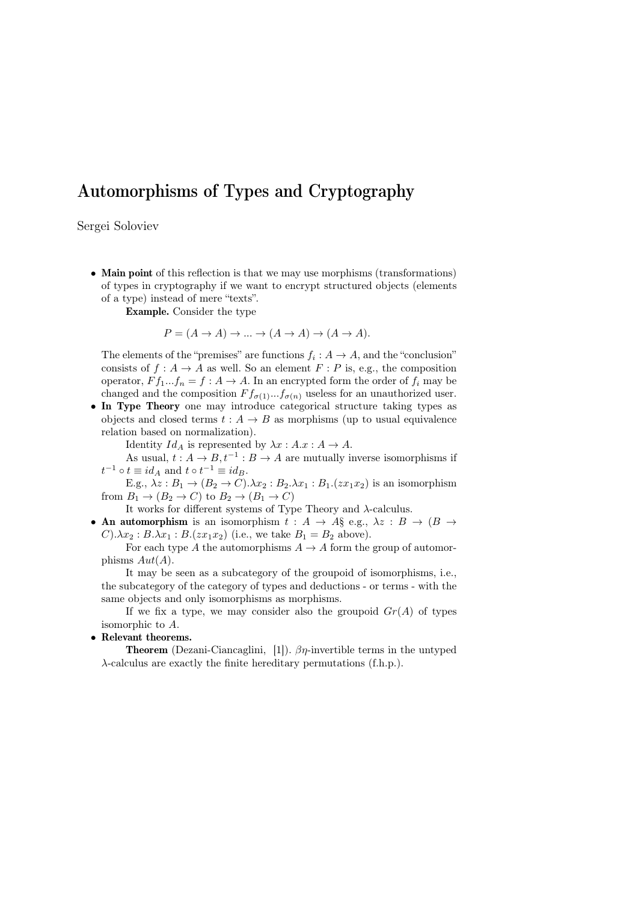# Automorphisms of Types and Cryptography

Sergei Soloviev

- **Main point** of this reflection is that we may use morphisms (transformations) of types in cryptography if we want to encrypt structured objects (elements of a type) instead of mere "texts".

  **Example.** Consider the type

  $$P = (A \to A) \to ... \to (A \to A) \to (A \to A).$$

  The elements of the "premises" are functions $f_i : A \to A$, and the "conclusion" consists of $f : A \to A$ as well. So an element $F : P$ is, e.g., the composition operator, $Ff_1...f_n = f : A \to A$. In an encrypted form the order of $f_i$ may be changed and the composition $Ff_{\sigma(1)}...f_{\sigma(n)}$ useless for an unauthorized user.
- **In Type Theory** one may introduce categorical structure taking types as objects and closed terms $t : A \to B$ as morphisms (up to usual equivalence relation based on normalization).

  Identity $Id_A$ is represented by $\lambda x : A.x : A \to A$.

  As usual, $t : A \to B, t^{-1} : B \to A$ are mutually inverse isomorphisms if $t^{-1} \circ t \equiv id_A$ and $t \circ t^{-1} \equiv id_B$.

  E.g., $\lambda z : B_1 \to (B_2 \to C).\lambda x_2 : B_2.\lambda x_1 : B_1.(zx_1x_2)$ is an isomorphism from $B_1 \to (B_2 \to C)$ to $B_2 \to (B_1 \to C)$

  It works for different systems of Type Theory and $\lambda$-calculus.
- **An automorphism** is an isomorphism $t : A \to A$§ e.g., $\lambda z : B \to (B \to C).\lambda x_2 : B.\lambda x_1 : B.(zx_1x_2)$ (i.e., we take $B_1 = B_2$ above).

  For each type $A$ the automorphisms $A \to A$ form the group of automorphisms $Aut(A)$.

  It may be seen as a subcategory of the groupoid of isomorphisms, i.e., the subcategory of the category of types and deductions - or terms - with the same objects and only isomorphisms as morphisms.

  If we fix a type, we may consider also the groupoid $Gr(A)$ of types isomorphic to $A$.
- **Relevant theorems.**

  **Theorem** (Dezani-Ciancaglini, [1]). $\beta\eta$-invertible terms in the untyped $\lambda$-calculus are exactly the finite hereditary permutations (f.h.p.).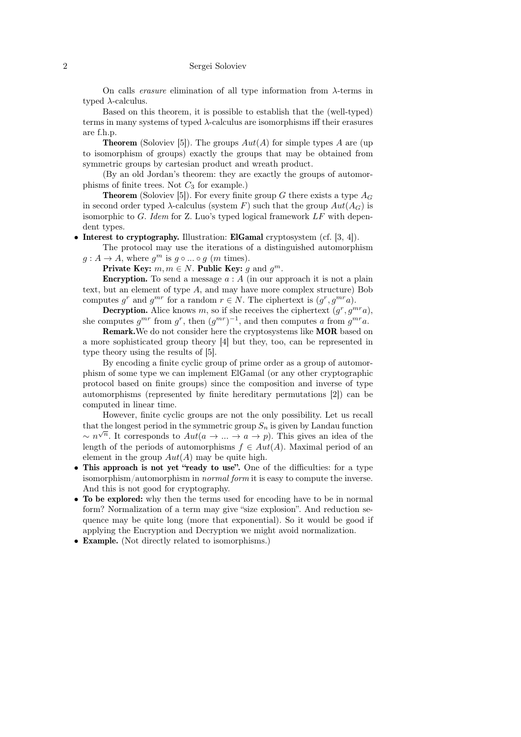On calls *erasure* elimination of all type information from $\lambda$-terms in typed $\lambda$-calculus.

Based on this theorem, it is possible to establish that the (well-typed) terms in many systems of typed $\lambda$-calculus are isomorphisms iff their erasures are f.h.p.

**Theorem** (Soloviev [5]). The groups $Aut(A)$ for simple types $A$ are (up to isomorphism of groups) exactly the groups that may be obtained from symmetric groups by cartesian product and wreath product.

(By an old Jordan's theorem: they are exactly the groups of automorphisms of finite trees. Not $C_3$ for example.)

**Theorem** (Soloviev [5]). For every finite group $G$ there exists a type $A_G$ in second order typed $\lambda$-calculus (system $F$) such that the group $Aut(A_G)$ is isomorphic to $G$. *Idem* for Z. Luo's typed logical framework $LF$ with dependent types.

- **Interest to cryptography.** Illustration: **ElGamal** cryptosystem (cf. [3, 4]).

  The protocol may use the iterations of a distinguished automorphism $g : A \to A$, where $g^m$ is $g \circ \ldots \circ g$ ($m$ times).

  **Private Key:** $m, m \in N$. **Public Key:** $g$ and $g^m$.

  **Encryption.** To send a message $a : A$ (in our approach it is not a plain text, but an element of type $A$, and may have more complex structure) Bob computes $g^r$ and $g^{mr}$ for a random $r \in N$. The ciphertext is $(g^r, g^{mr}a)$.

  **Decryption.** Alice knows $m$, so if she receives the ciphertext $(g^r, g^{mr}a)$, she computes $g^{mr}$ from $g^r$, then $(g^{mr})^{-1}$, and then computes $a$ from $g^{mr}a$.

  **Remark.** We do not consider here the cryptosystems like **MOR** based on a more sophisticated group theory [4] but they, too, can be represented in type theory using the results of [5].

  By encoding a finite cyclic group of prime order as a group of automorphism of some type we can implement ElGamal (or any other cryptographic protocol based on finite groups) since the composition and inverse of type automorphisms (represented by finite hereditary permutations [2]) can be computed in linear time.

  However, finite cyclic groups are not the only possibility. Let us recall that the longest period in the symmetric group $S_n$ is given by Landau function $\sim n^{\sqrt{n}}$. It corresponds to $Aut(a \to \ldots \to a \to p)$. This gives an idea of the length of the periods of automorphisms $f \in Aut(A)$. Maximal period of an element in the group $Aut(A)$ may be quite high.
- **This approach is not yet "ready to use".** One of the difficulties: for a type isomorphism/automorphism in *normal form* it is easy to compute the inverse. And this is not good for cryptography.
- **To be explored:** why then the terms used for encoding have to be in normal form? Normalization of a term may give "size explosion". And reduction sequence may be quite long (more that exponential). So it would be good if applying the Encryption and Decryption we might avoid normalization.
- **Example.** (Not directly related to isomorphisms.)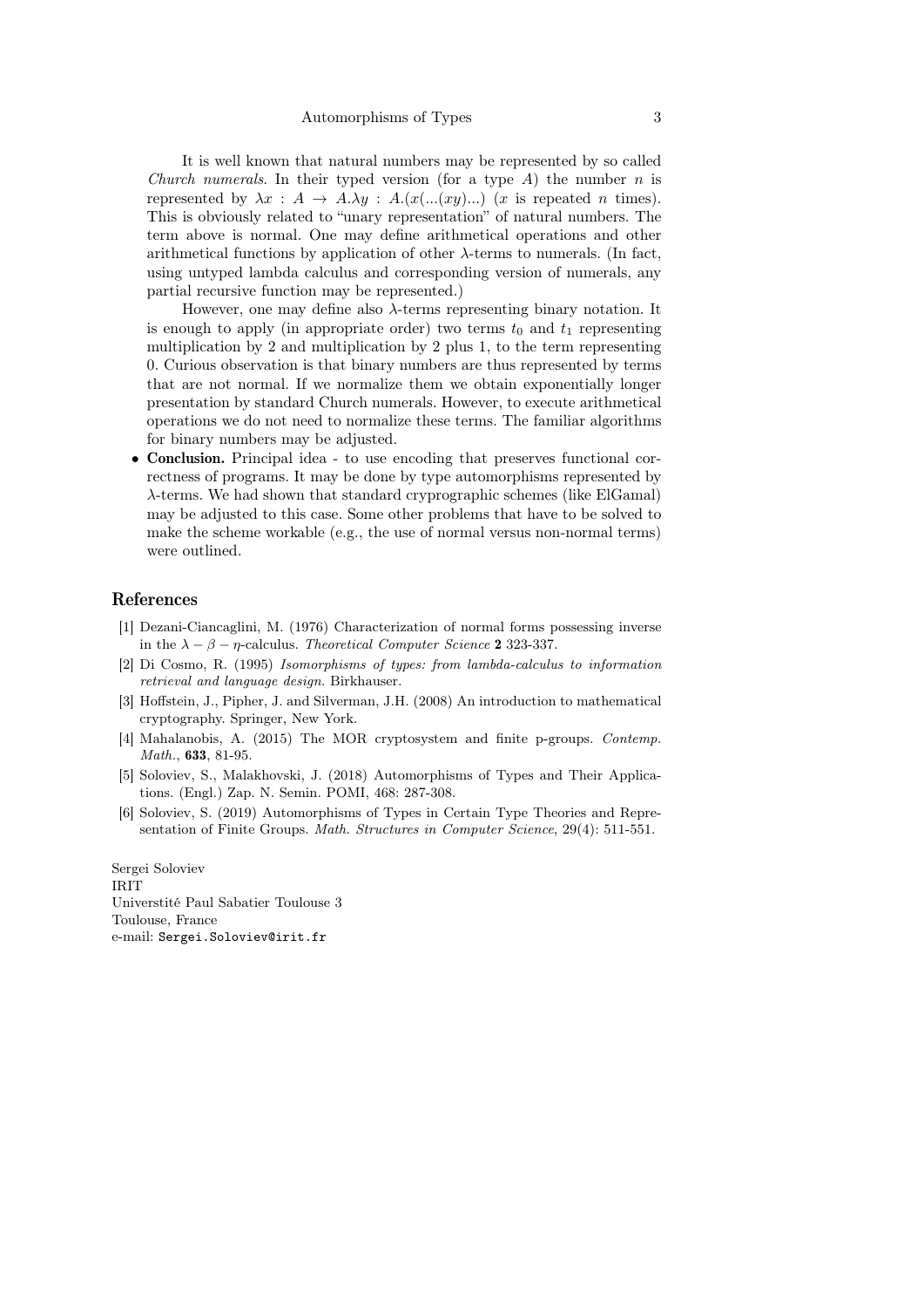It is well known that natural numbers may be represented by so called *Church numerals*. In their typed version (for a type $A$) the number $n$ is represented by $\lambda x : A \to A.\lambda y : A.(x(...(xy)...)$ ($x$ is repeated $n$ times). This is obviously related to "unary representation" of natural numbers. The term above is normal. One may define arithmetical operations and other arithmetical functions by application of other $\lambda$-terms to numerals. (In fact, using untyped lambda calculus and corresponding version of numerals, any partial recursive function may be represented.)

However, one may define also $\lambda$-terms representing binary notation. It is enough to apply (in appropriate order) two terms $t_0$ and $t_1$ representing multiplication by 2 and multiplication by 2 plus 1, to the term representing 0. Curious observation is that binary numbers are thus represented by terms that are not normal. If we normalize them we obtain exponentially longer presentation by standard Church numerals. However, to execute arithmetical operations we do not need to normalize these terms. The familiar algorithms for binary numbers may be adjusted.

- **Conclusion.** Principal idea - to use encoding that preserves functional correctness of programs. It may be done by type automorphisms represented by $\lambda$-terms. We had shown that standard cryprographic schemes (like ElGamal) may be adjusted to this case. Some other problems that have to be solved to make the scheme workable (e.g., the use of normal versus non-normal terms) were outlined.

## References

[1] Dezani-Ciancaglini, M. (1976) Characterization of normal forms possessing inverse in the $\lambda - \beta - \eta$-calculus. *Theoretical Computer Science* **2** 323-337.

[2] Di Cosmo, R. (1995) *Isomorphisms of types: from lambda-calculus to information retrieval and language design*. Birkhauser.

[3] Hoffstein, J., Pipher, J. and Silverman, J.H. (2008) An introduction to mathematical cryptography. Springer, New York.

[4] Mahalanobis, A. (2015) The MOR cryptosystem and finite p-groups. *Contemp. Math.*, **633**, 81-95.

[5] Soloviev, S., Malakhovski, J. (2018) Automorphisms of Types and Their Applications. (Engl.) Zap. N. Semin. POMI, 468: 287-308.

[6] Soloviev, S. (2019) Automorphisms of Types in Certain Type Theories and Representation of Finite Groups. *Math. Structures in Computer Science*, 29(4): 511-551.

Sergei Soloviev
IRIT
Universtité Paul Sabatier Toulouse 3
Toulouse, France
e-mail: `Sergei.Soloviev@irit.fr`